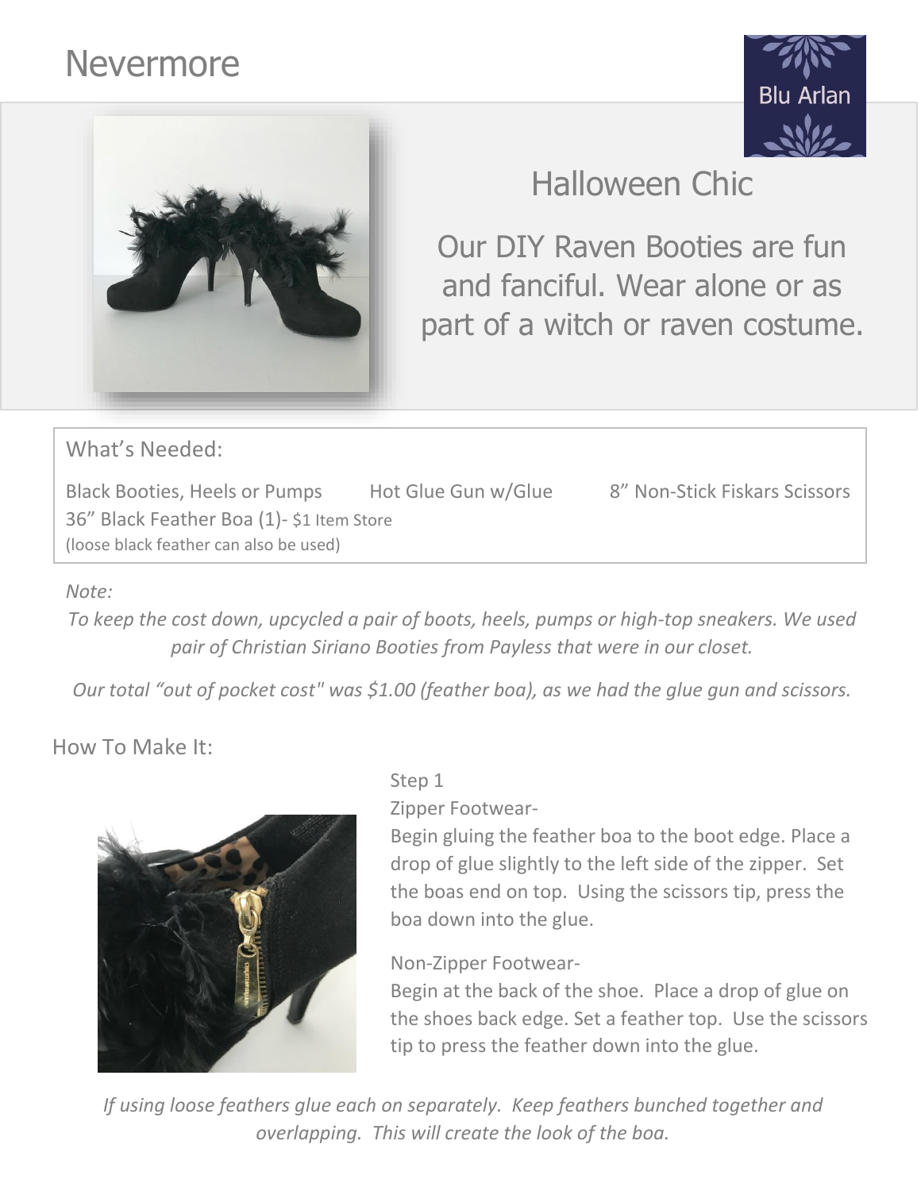# Nevermore

Blu Arlan

## Halloween Chic

Our DIY Raven Booties are fun and fanciful. Wear alone or as part of a witch or raven costume.

### What's Needed:

- Black Booties, Heels or Pumps
- Hot Glue Gun w/Glue
- 8" Non-Stick Fiskars Scissors
- 36" Black Feather Boa (1)- $1 Item Store (loose black feather can also be used)

*Note:*

*To keep the cost down, upcycled a pair of boots, heels, pumps or high-top sneakers. We used pair of Christian Siriano Booties from Payless that were in our closet.*

*Our total "out of pocket cost" was $1.00 (feather boa), as we had the glue gun and scissors.*

### How To Make It:

Step 1

Zipper Footwear-

Begin gluing the feather boa to the boot edge. Place a drop of glue slightly to the left side of the zipper. Set the boas end on top. Using the scissors tip, press the boa down into the glue.

Non-Zipper Footwear-

Begin at the back of the shoe. Place a drop of glue on the shoes back edge. Set a feather top. Use the scissors tip to press the feather down into the glue.

*If using loose feathers glue each on separately. Keep feathers bunched together and overlapping. This will create the look of the boa.*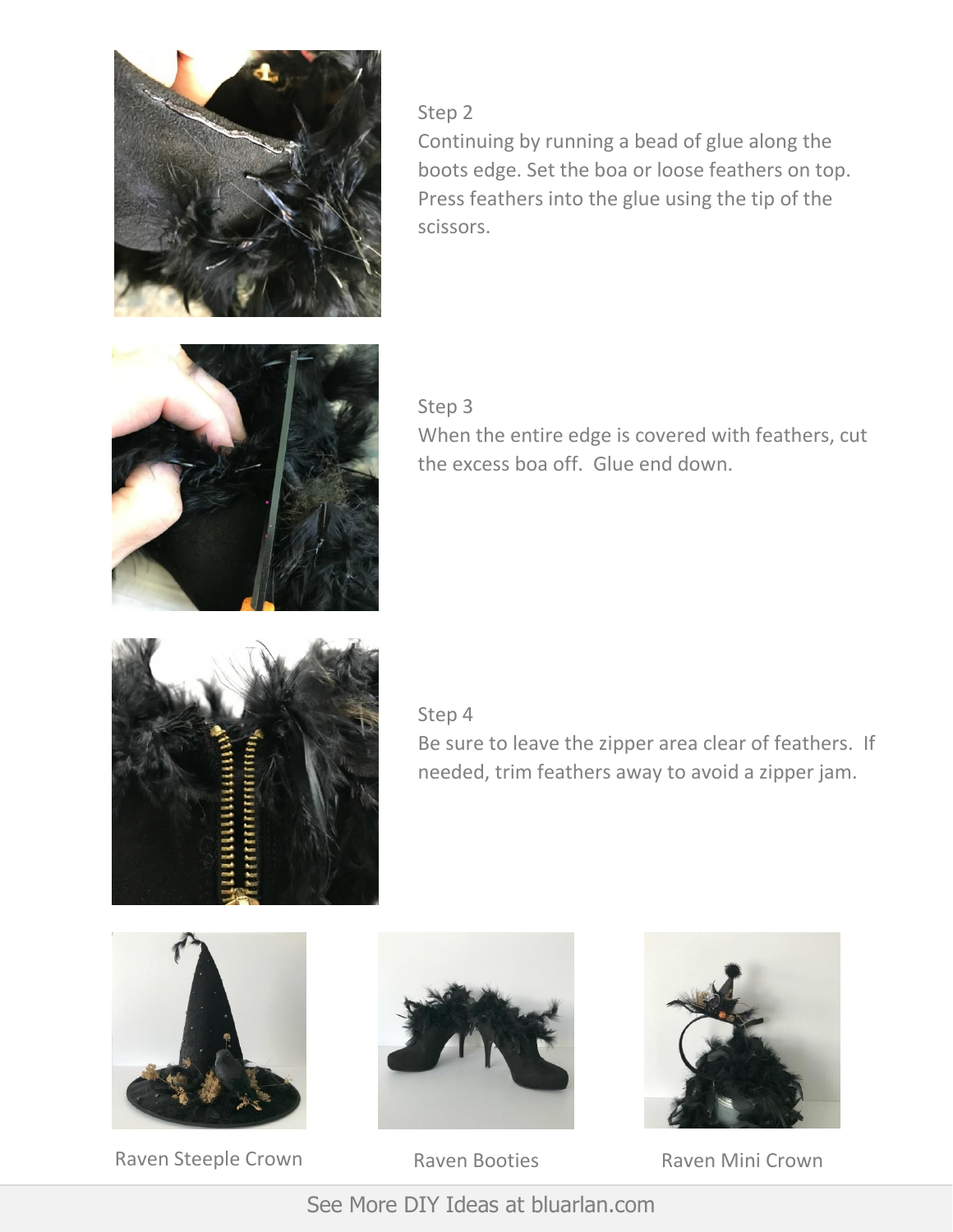Step 2

Continuing by running a bead of glue along the boots edge. Set the boa or loose feathers on top. Press feathers into the glue using the tip of the scissors.

Step 3

When the entire edge is covered with feathers, cut the excess boa off. Glue end down.

Step 4

Be sure to leave the zipper area clear of feathers. If needed, trim feathers away to avoid a zipper jam.

Raven Steeple Crown

Raven Booties

Raven Mini Crown

See More DIY Ideas at bluarlan.com